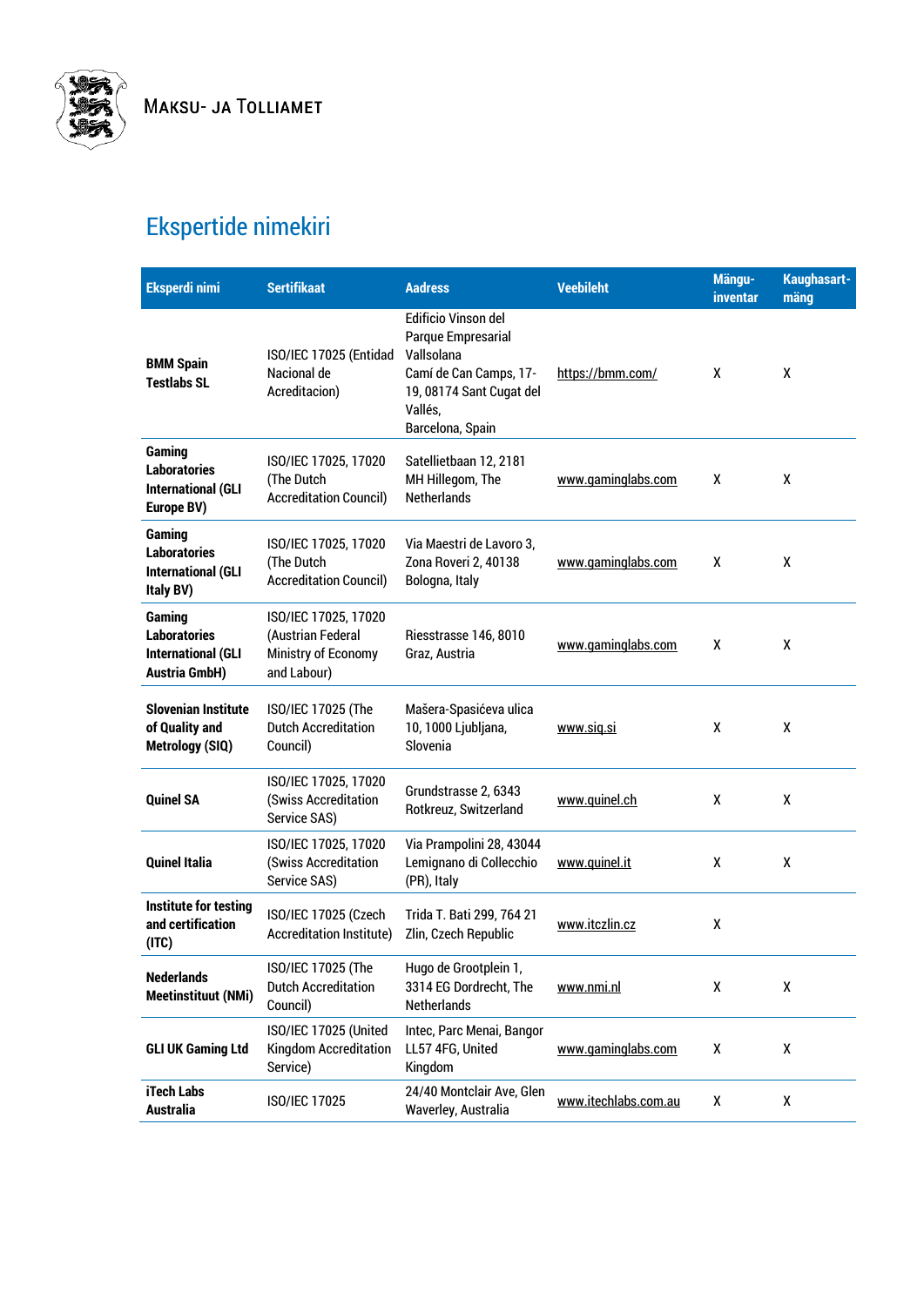Maksu- ja Tolliamet

# Ekspertide nimekiri

| Eksperdi nimi | Sertifikaat | Aadress | Veebileht | Mängu-inventar | Kaughasart-mäng |
|---|---|---|---|---|---|
| **BMM Spain Testlabs SL** | ISO/IEC 17025 (Entidad Nacional de Acreditacion) | Edificio Vinson del Parque Empresarial Vallsolana Camí de Can Camps, 17-19, 08174 Sant Cugat del Vallés, Barcelona, Spain | https://bmm.com/ | X | X |
| **Gaming Laboratories International (GLI Europe BV)** | ISO/IEC 17025, 17020 (The Dutch Accreditation Council) | Satellietbaan 12, 2181 MH Hillegom, The Netherlands | www.gaminglabs.com | X | X |
| **Gaming Laboratories International (GLI Italy BV)** | ISO/IEC 17025, 17020 (The Dutch Accreditation Council) | Via Maestri de Lavoro 3, Zona Roveri 2, 40138 Bologna, Italy | www.gaminglabs.com | X | X |
| **Gaming Laboratories International (GLI Austria GmbH)** | ISO/IEC 17025, 17020 (Austrian Federal Ministry of Economy and Labour) | Riesstrasse 146, 8010 Graz, Austria | www.gaminglabs.com | X | X |
| **Slovenian Institute of Quality and Metrology (SIQ)** | ISO/IEC 17025 (The Dutch Accreditation Council) | Mašera-Spasićeva ulica 10, 1000 Ljubljana, Slovenia | www.siq.si | X | X |
| **Quinel SA** | ISO/IEC 17025, 17020 (Swiss Accreditation Service SAS) | Grundstrasse 2, 6343 Rotkreuz, Switzerland | www.quinel.ch | X | X |
| **Quinel Italia** | ISO/IEC 17025, 17020 (Swiss Accreditation Service SAS) | Via Prampolini 28, 43044 Lemignano di Collecchio (PR), Italy | www.quinel.it | X | X |
| **Institute for testing and certification (ITC)** | ISO/IEC 17025 (Czech Accreditation Institute) | Trida T. Bati 299, 764 21 Zlin, Czech Republic | www.itczlin.cz | X | |
| **Nederlands Meetinstituut (NMi)** | ISO/IEC 17025 (The Dutch Accreditation Council) | Hugo de Grootplein 1, 3314 EG Dordrecht, The Netherlands | www.nmi.nl | X | X |
| **GLI UK Gaming Ltd** | ISO/IEC 17025 (United Kingdom Accreditation Service) | Intec, Parc Menai, Bangor LL57 4FG, United Kingdom | www.gaminglabs.com | X | X |
| **iTech Labs Australia** | ISO/IEC 17025 | 24/40 Montclair Ave, Glen Waverley, Australia | www.itechlabs.com.au | X | X |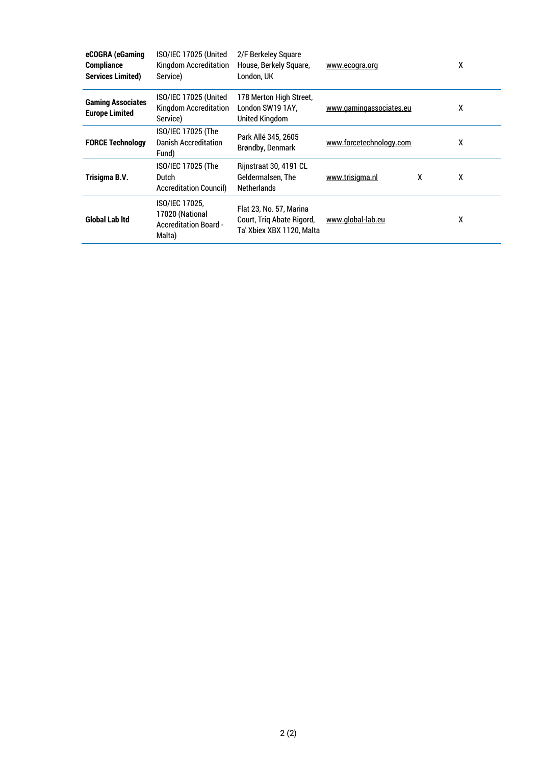| | | | | | |
|---|---|---|---|---|---|
| **eCOGRA (eGaming Compliance Services Limited)** | ISO/IEC 17025 (United Kingdom Accreditation Service) | 2/F Berkeley Square House, Berkely Square, London, UK | www.ecogra.org | | X |
| **Gaming Associates Europe Limited** | ISO/IEC 17025 (United Kingdom Accreditation Service) | 178 Merton High Street, London SW19 1AY, United Kingdom | www.gamingassociates.eu | | X |
| **FORCE Technology** | ISO/IEC 17025 (The Danish Accreditation Fund) | Park Allé 345, 2605 Brøndby, Denmark | www.forcetechnology.com | | X |
| **Trisigma B.V.** | ISO/IEC 17025 (The Dutch Accreditation Council) | Rijnstraat 30, 4191 CL Geldermalsen, The Netherlands | www.trisigma.nl | X | X |
| **Global Lab ltd** | ISO/IEC 17025, 17020 (National Accreditation Board - Malta) | Flat 23, No. 57, Marina Court, Triq Abate Rigord, Ta' Xbiex XBX 1120, Malta | www.global-lab.eu | | X |